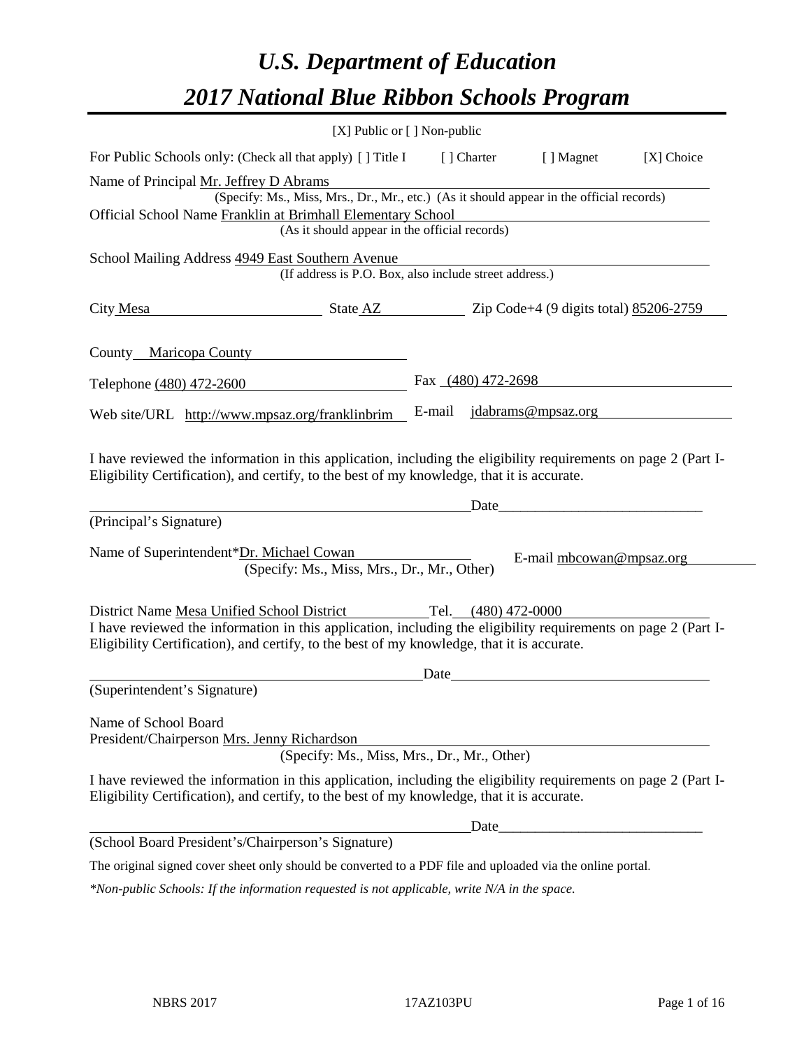# U.S. Department of Education
# 2017 National Blue Ribbon Schools Program

[X] Public or [ ] Non-public

For Public Schools only: (Check all that apply) [ ] Title I [ ] Charter [ ] Magnet [X] Choice

Name of Principal Mr. Jeffrey D Abrams
(Specify: Ms., Miss, Mrs., Dr., Mr., etc.) (As it should appear in the official records)

Official School Name Franklin at Brimhall Elementary School
(As it should appear in the official records)

School Mailing Address 4949 East Southern Avenue
(If address is P.O. Box, also include street address.)

City Mesa State AZ Zip Code+4 (9 digits total) 85206-2759

County Maricopa County

Telephone (480) 472-2600 Fax (480) 472-2698

Web site/URL http://www.mpsaz.org/franklinbrim E-mail jdabrams@mpsaz.org

I have reviewed the information in this application, including the eligibility requirements on page 2 (Part I-Eligibility Certification), and certify, to the best of my knowledge, that it is accurate.

_______________________________ Date_______________
(Principal's Signature)

Name of Superintendent*Dr. Michael Cowan E-mail mbcowan@mpsaz.org
(Specify: Ms., Miss, Mrs., Dr., Mr., Other)

District Name Mesa Unified School District Tel. (480) 472-0000

I have reviewed the information in this application, including the eligibility requirements on page 2 (Part I-Eligibility Certification), and certify, to the best of my knowledge, that it is accurate.

_______________________________ Date_______________
(Superintendent's Signature)

Name of School Board
President/Chairperson Mrs. Jenny Richardson
(Specify: Ms., Miss, Mrs., Dr., Mr., Other)

I have reviewed the information in this application, including the eligibility requirements on page 2 (Part I-Eligibility Certification), and certify, to the best of my knowledge, that it is accurate.

_______________________________ Date_______________
(School Board President's/Chairperson's Signature)

The original signed cover sheet only should be converted to a PDF file and uploaded via the online portal.

*\*Non-public Schools: If the information requested is not applicable, write N/A in the space.*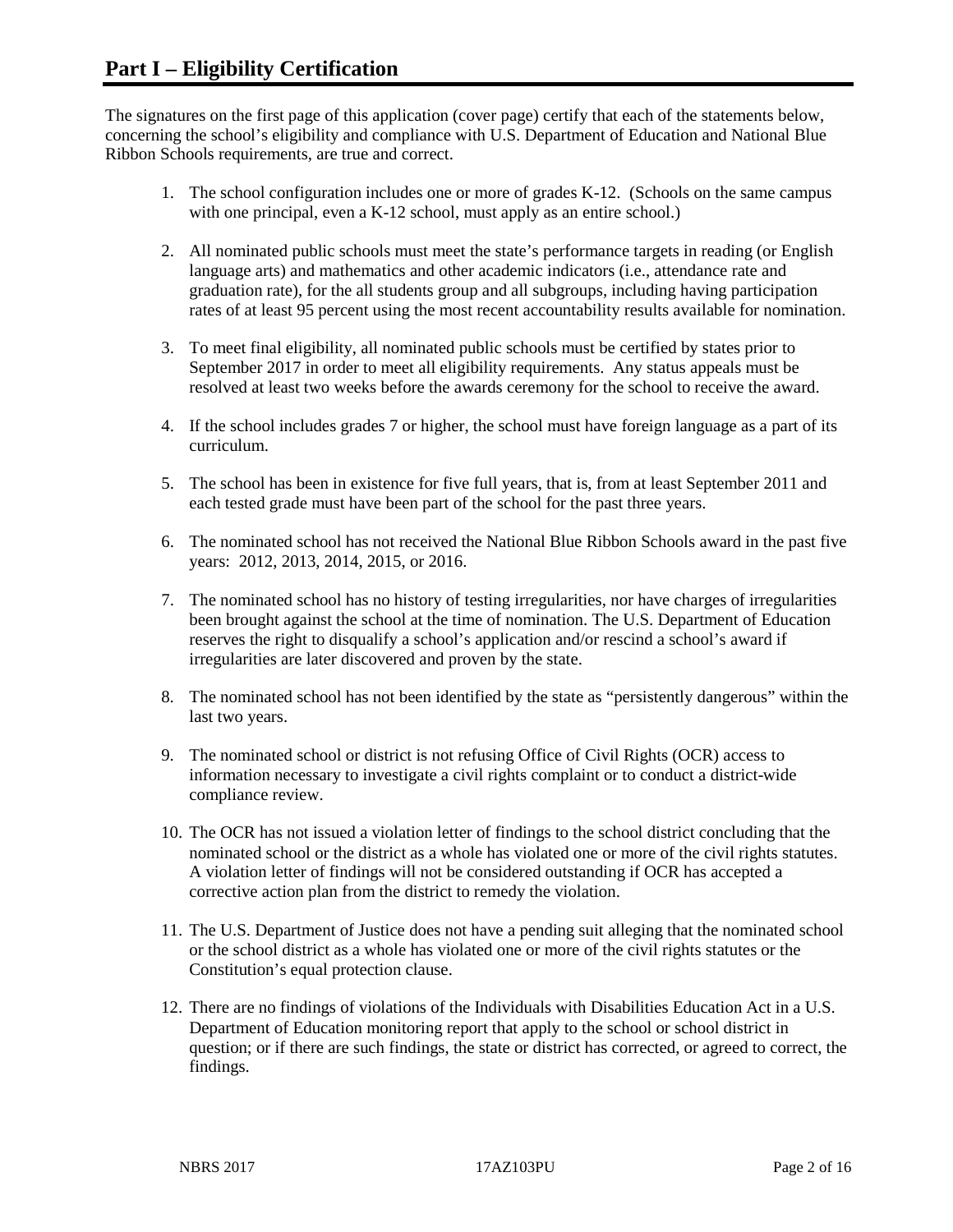# Part I – Eligibility Certification

The signatures on the first page of this application (cover page) certify that each of the statements below, concerning the school's eligibility and compliance with U.S. Department of Education and National Blue Ribbon Schools requirements, are true and correct.

1. The school configuration includes one or more of grades K-12. (Schools on the same campus with one principal, even a K-12 school, must apply as an entire school.)
2. All nominated public schools must meet the state's performance targets in reading (or English language arts) and mathematics and other academic indicators (i.e., attendance rate and graduation rate), for the all students group and all subgroups, including having participation rates of at least 95 percent using the most recent accountability results available for nomination.
3. To meet final eligibility, all nominated public schools must be certified by states prior to September 2017 in order to meet all eligibility requirements. Any status appeals must be resolved at least two weeks before the awards ceremony for the school to receive the award.
4. If the school includes grades 7 or higher, the school must have foreign language as a part of its curriculum.
5. The school has been in existence for five full years, that is, from at least September 2011 and each tested grade must have been part of the school for the past three years.
6. The nominated school has not received the National Blue Ribbon Schools award in the past five years: 2012, 2013, 2014, 2015, or 2016.
7. The nominated school has no history of testing irregularities, nor have charges of irregularities been brought against the school at the time of nomination. The U.S. Department of Education reserves the right to disqualify a school's application and/or rescind a school's award if irregularities are later discovered and proven by the state.
8. The nominated school has not been identified by the state as "persistently dangerous" within the last two years.
9. The nominated school or district is not refusing Office of Civil Rights (OCR) access to information necessary to investigate a civil rights complaint or to conduct a district-wide compliance review.
10. The OCR has not issued a violation letter of findings to the school district concluding that the nominated school or the district as a whole has violated one or more of the civil rights statutes. A violation letter of findings will not be considered outstanding if OCR has accepted a corrective action plan from the district to remedy the violation.
11. The U.S. Department of Justice does not have a pending suit alleging that the nominated school or the school district as a whole has violated one or more of the civil rights statutes or the Constitution's equal protection clause.
12. There are no findings of violations of the Individuals with Disabilities Education Act in a U.S. Department of Education monitoring report that apply to the school or school district in question; or if there are such findings, the state or district has corrected, or agreed to correct, the findings.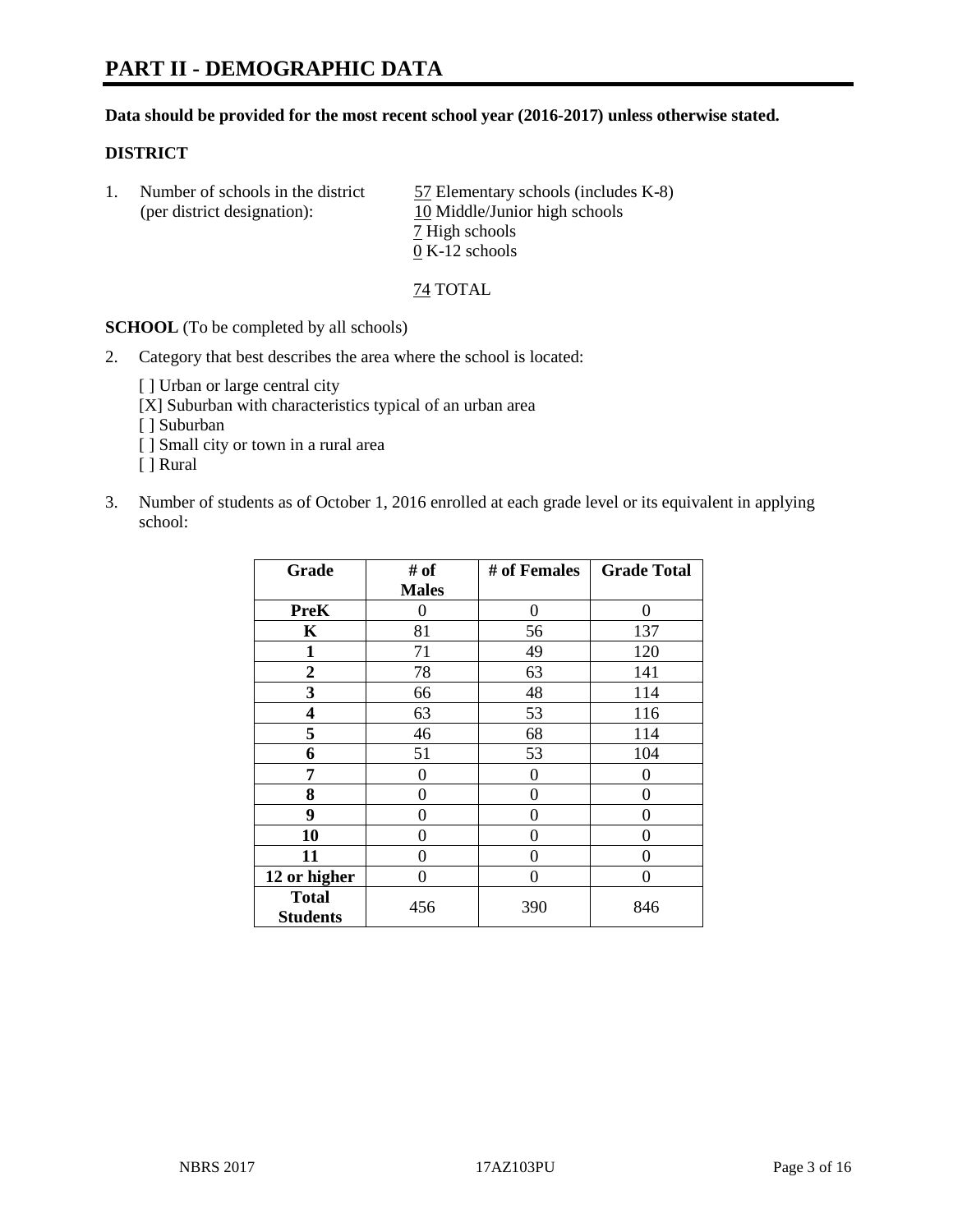# PART II - DEMOGRAPHIC DATA

**Data should be provided for the most recent school year (2016-2017) unless otherwise stated.**

**DISTRICT**

1. Number of schools in the district (per district designation):
   - 57 Elementary schools (includes K-8)
   - 10 Middle/Junior high schools
   - 7 High schools
   - 0 K-12 schools

   74 TOTAL

**SCHOOL** (To be completed by all schools)

2. Category that best describes the area where the school is located:

   [ ] Urban or large central city
   [X] Suburban with characteristics typical of an urban area
   [ ] Suburban
   [ ] Small city or town in a rural area
   [ ] Rural

3. Number of students as of October 1, 2016 enrolled at each grade level or its equivalent in applying school:

| Grade | # of Males | # of Females | Grade Total |
|---|---|---|---|
| PreK | 0 | 0 | 0 |
| K | 81 | 56 | 137 |
| 1 | 71 | 49 | 120 |
| 2 | 78 | 63 | 141 |
| 3 | 66 | 48 | 114 |
| 4 | 63 | 53 | 116 |
| 5 | 46 | 68 | 114 |
| 6 | 51 | 53 | 104 |
| 7 | 0 | 0 | 0 |
| 8 | 0 | 0 | 0 |
| 9 | 0 | 0 | 0 |
| 10 | 0 | 0 | 0 |
| 11 | 0 | 0 | 0 |
| 12 or higher | 0 | 0 | 0 |
| Total Students | 456 | 390 | 846 |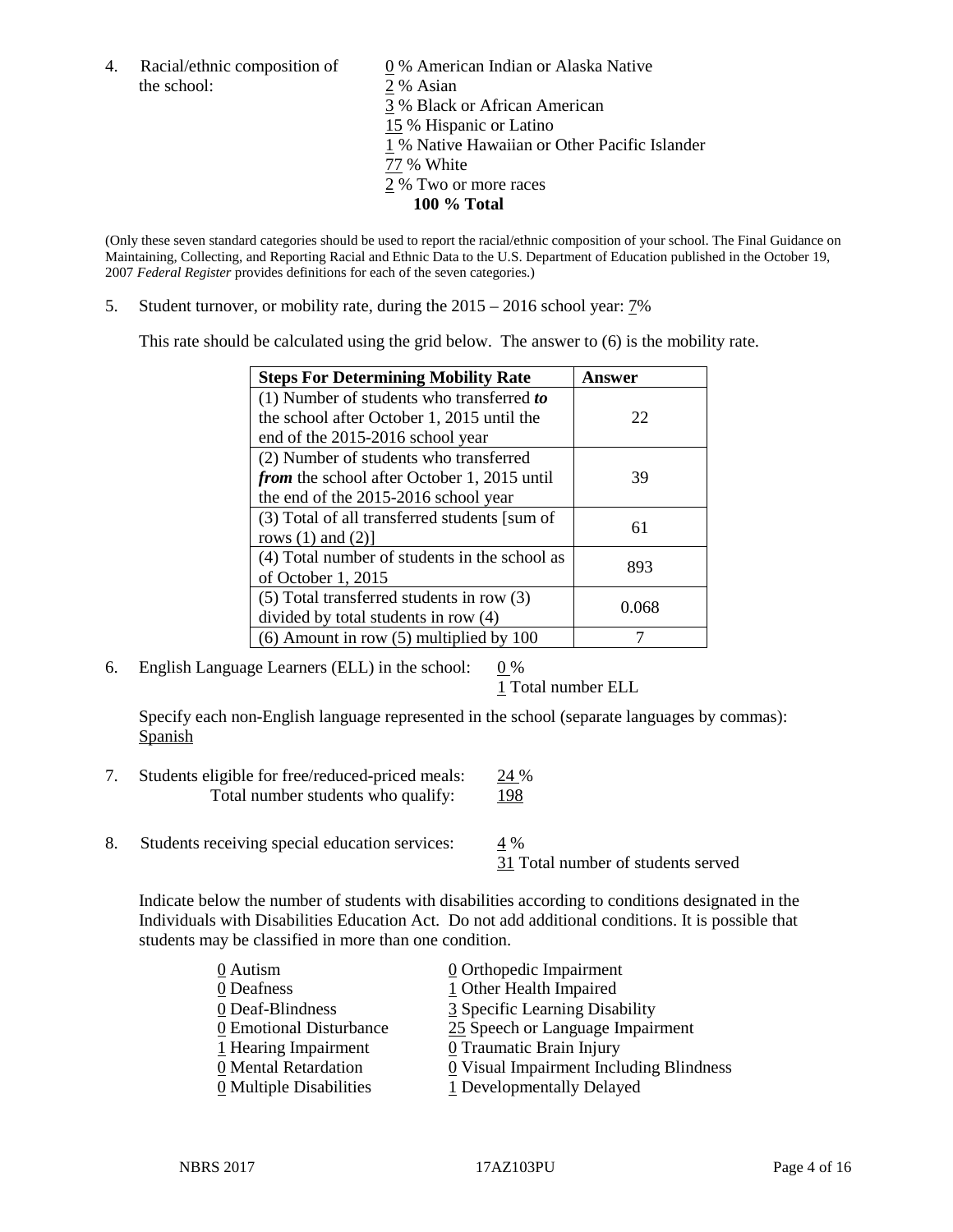4. Racial/ethnic composition of the school:

0 % American Indian or Alaska Native
2 % Asian
3 % Black or African American
15 % Hispanic or Latino
1 % Native Hawaiian or Other Pacific Islander
77 % White
2 % Two or more races
**100 % Total**

(Only these seven standard categories should be used to report the racial/ethnic composition of your school. The Final Guidance on Maintaining, Collecting, and Reporting Racial and Ethnic Data to the U.S. Department of Education published in the October 19, 2007 *Federal Register* provides definitions for each of the seven categories.)

5. Student turnover, or mobility rate, during the 2015 – 2016 school year: 7%

This rate should be calculated using the grid below. The answer to (6) is the mobility rate.

| **Steps For Determining Mobility Rate** | **Answer** |
|---|---|
| (1) Number of students who transferred ***to*** the school after October 1, 2015 until the end of the 2015-2016 school year | 22 |
| (2) Number of students who transferred ***from*** the school after October 1, 2015 until the end of the 2015-2016 school year | 39 |
| (3) Total of all transferred students [sum of rows (1) and (2)] | 61 |
| (4) Total number of students in the school as of October 1, 2015 | 893 |
| (5) Total transferred students in row (3) divided by total students in row (4) | 0.068 |
| (6) Amount in row (5) multiplied by 100 | 7 |

6. English Language Learners (ELL) in the school: 0 %
1 Total number ELL

Specify each non-English language represented in the school (separate languages by commas):
Spanish

7. Students eligible for free/reduced-priced meals: 24 %
Total number students who qualify: 198

8. Students receiving special education services: 4 %
31 Total number of students served

Indicate below the number of students with disabilities according to conditions designated in the Individuals with Disabilities Education Act. Do not add additional conditions. It is possible that students may be classified in more than one condition.

0 Autism
0 Deafness
0 Deaf-Blindness
0 Emotional Disturbance
1 Hearing Impairment
0 Mental Retardation
0 Multiple Disabilities
0 Orthopedic Impairment
1 Other Health Impaired
3 Specific Learning Disability
25 Speech or Language Impairment
0 Traumatic Brain Injury
0 Visual Impairment Including Blindness
1 Developmentally Delayed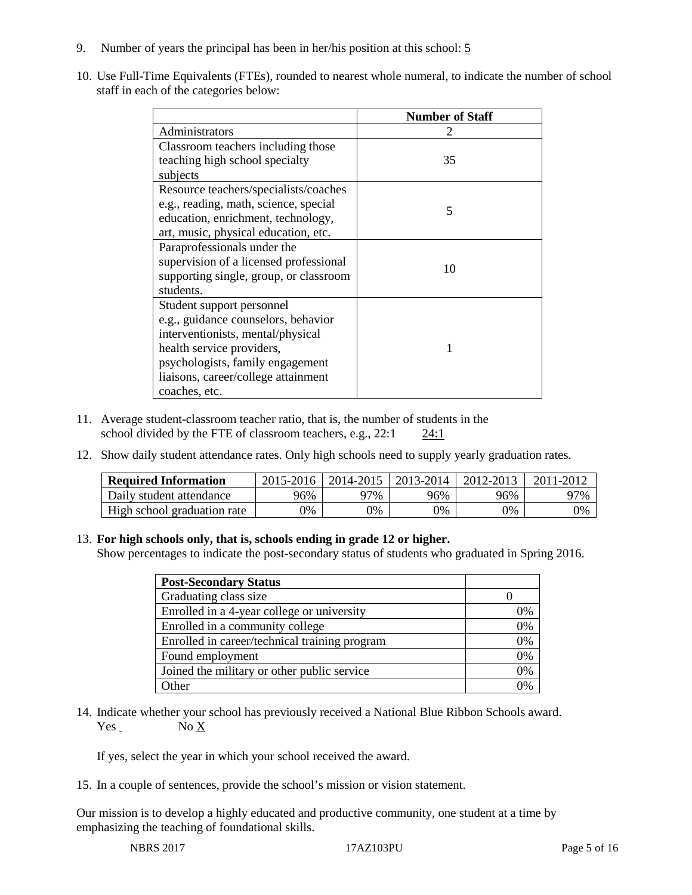9. Number of years the principal has been in her/his position at this school: 5

10. Use Full-Time Equivalents (FTEs), rounded to nearest whole numeral, to indicate the number of school staff in each of the categories below:

| | Number of Staff |
|---|---|
| Administrators | 2 |
| Classroom teachers including those teaching high school specialty subjects | 35 |
| Resource teachers/specialists/coaches e.g., reading, math, science, special education, enrichment, technology, art, music, physical education, etc. | 5 |
| Paraprofessionals under the supervision of a licensed professional supporting single, group, or classroom students. | 10 |
| Student support personnel e.g., guidance counselors, behavior interventionists, mental/physical health service providers, psychologists, family engagement liaisons, career/college attainment coaches, etc. | 1 |

11. Average student-classroom teacher ratio, that is, the number of students in the school divided by the FTE of classroom teachers, e.g., 22:1 24:1

12. Show daily student attendance rates. Only high schools need to supply yearly graduation rates.

| Required Information | 2015-2016 | 2014-2015 | 2013-2014 | 2012-2013 | 2011-2012 |
|---|---|---|---|---|---|
| Daily student attendance | 96% | 97% | 96% | 96% | 97% |
| High school graduation rate | 0% | 0% | 0% | 0% | 0% |

13. **For high schools only, that is, schools ending in grade 12 or higher.**
Show percentages to indicate the post-secondary status of students who graduated in Spring 2016.

| Post-Secondary Status | |
|---|---|
| Graduating class size | 0 |
| Enrolled in a 4-year college or university | 0% |
| Enrolled in a community college | 0% |
| Enrolled in career/technical training program | 0% |
| Found employment | 0% |
| Joined the military or other public service | 0% |
| Other | 0% |

14. Indicate whether your school has previously received a National Blue Ribbon Schools award.
Yes No X

If yes, select the year in which your school received the award.

15. In a couple of sentences, provide the school's mission or vision statement.

Our mission is to develop a highly educated and productive community, one student at a time by emphasizing the teaching of foundational skills.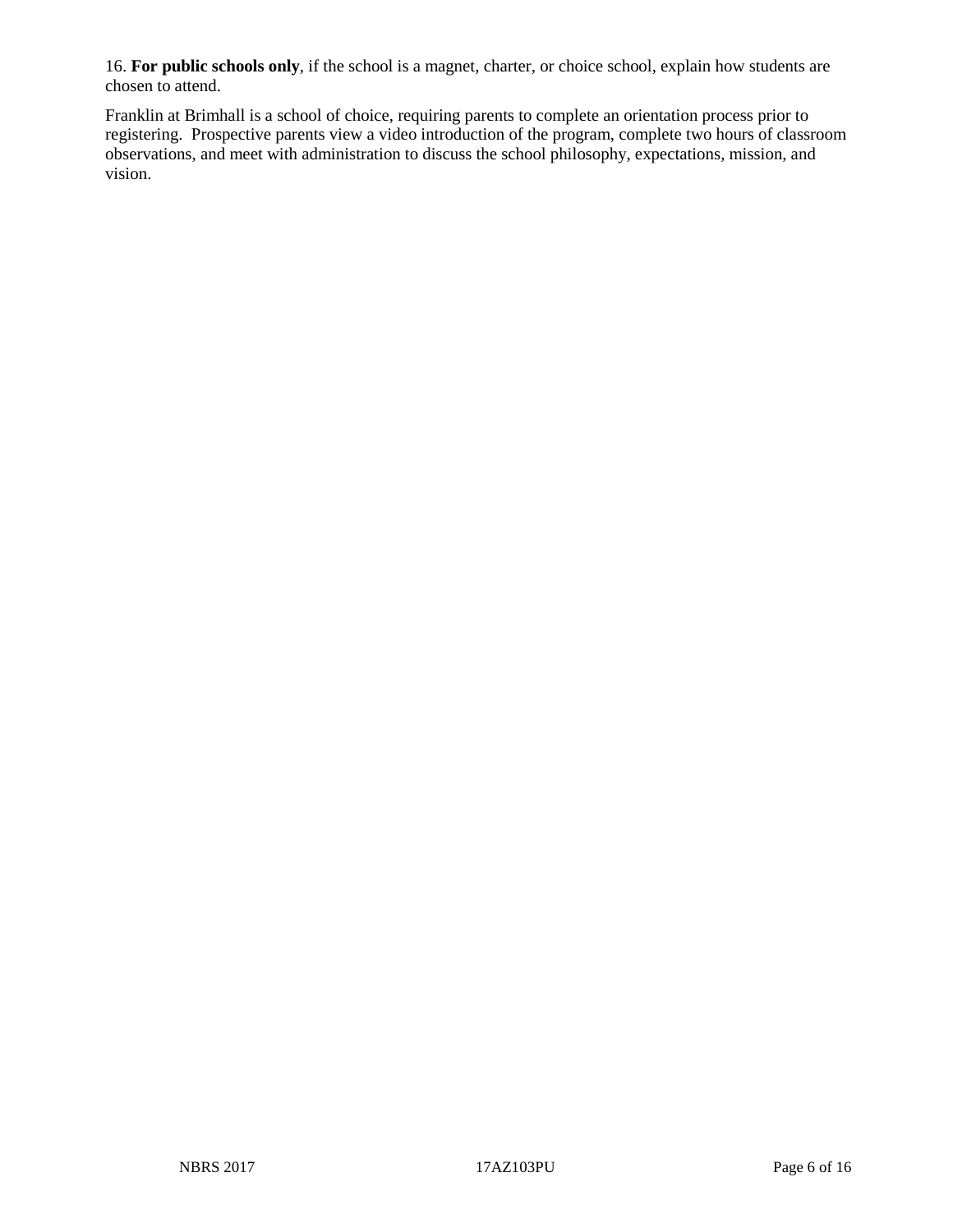16. **For public schools only**, if the school is a magnet, charter, or choice school, explain how students are chosen to attend.

Franklin at Brimhall is a school of choice, requiring parents to complete an orientation process prior to registering. Prospective parents view a video introduction of the program, complete two hours of classroom observations, and meet with administration to discuss the school philosophy, expectations, mission, and vision.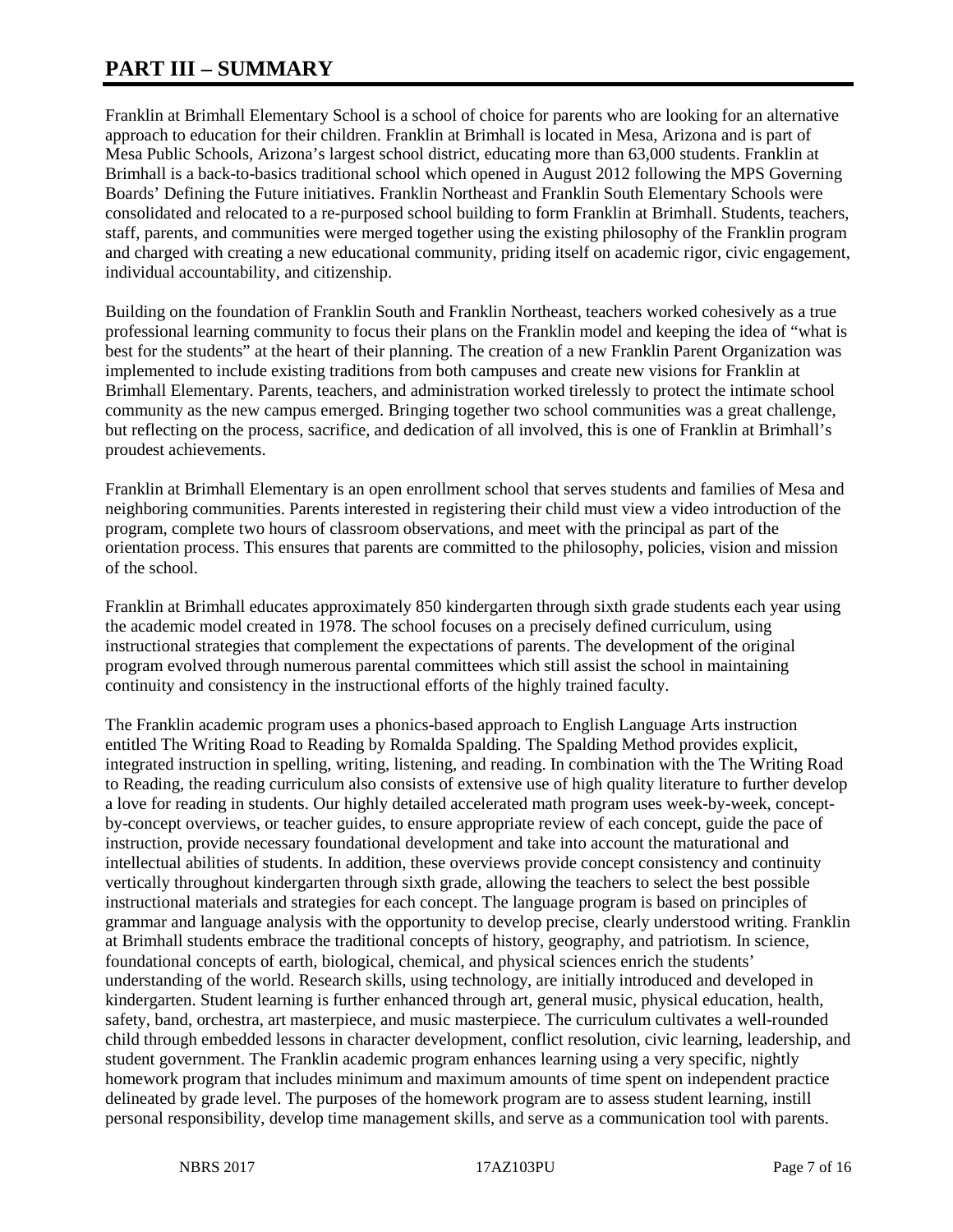# PART III – SUMMARY

Franklin at Brimhall Elementary School is a school of choice for parents who are looking for an alternative approach to education for their children. Franklin at Brimhall is located in Mesa, Arizona and is part of Mesa Public Schools, Arizona's largest school district, educating more than 63,000 students. Franklin at Brimhall is a back-to-basics traditional school which opened in August 2012 following the MPS Governing Boards' Defining the Future initiatives. Franklin Northeast and Franklin South Elementary Schools were consolidated and relocated to a re-purposed school building to form Franklin at Brimhall. Students, teachers, staff, parents, and communities were merged together using the existing philosophy of the Franklin program and charged with creating a new educational community, priding itself on academic rigor, civic engagement, individual accountability, and citizenship.

Building on the foundation of Franklin South and Franklin Northeast, teachers worked cohesively as a true professional learning community to focus their plans on the Franklin model and keeping the idea of "what is best for the students" at the heart of their planning. The creation of a new Franklin Parent Organization was implemented to include existing traditions from both campuses and create new visions for Franklin at Brimhall Elementary. Parents, teachers, and administration worked tirelessly to protect the intimate school community as the new campus emerged. Bringing together two school communities was a great challenge, but reflecting on the process, sacrifice, and dedication of all involved, this is one of Franklin at Brimhall's proudest achievements.

Franklin at Brimhall Elementary is an open enrollment school that serves students and families of Mesa and neighboring communities. Parents interested in registering their child must view a video introduction of the program, complete two hours of classroom observations, and meet with the principal as part of the orientation process. This ensures that parents are committed to the philosophy, policies, vision and mission of the school.

Franklin at Brimhall educates approximately 850 kindergarten through sixth grade students each year using the academic model created in 1978. The school focuses on a precisely defined curriculum, using instructional strategies that complement the expectations of parents. The development of the original program evolved through numerous parental committees which still assist the school in maintaining continuity and consistency in the instructional efforts of the highly trained faculty.

The Franklin academic program uses a phonics-based approach to English Language Arts instruction entitled The Writing Road to Reading by Romalda Spalding. The Spalding Method provides explicit, integrated instruction in spelling, writing, listening, and reading. In combination with the The Writing Road to Reading, the reading curriculum also consists of extensive use of high quality literature to further develop a love for reading in students. Our highly detailed accelerated math program uses week-by-week, concept-by-concept overviews, or teacher guides, to ensure appropriate review of each concept, guide the pace of instruction, provide necessary foundational development and take into account the maturational and intellectual abilities of students. In addition, these overviews provide concept consistency and continuity vertically throughout kindergarten through sixth grade, allowing the teachers to select the best possible instructional materials and strategies for each concept. The language program is based on principles of grammar and language analysis with the opportunity to develop precise, clearly understood writing. Franklin at Brimhall students embrace the traditional concepts of history, geography, and patriotism. In science, foundational concepts of earth, biological, chemical, and physical sciences enrich the students' understanding of the world. Research skills, using technology, are initially introduced and developed in kindergarten. Student learning is further enhanced through art, general music, physical education, health, safety, band, orchestra, art masterpiece, and music masterpiece. The curriculum cultivates a well-rounded child through embedded lessons in character development, conflict resolution, civic learning, leadership, and student government. The Franklin academic program enhances learning using a very specific, nightly homework program that includes minimum and maximum amounts of time spent on independent practice delineated by grade level. The purposes of the homework program are to assess student learning, instill personal responsibility, develop time management skills, and serve as a communication tool with parents.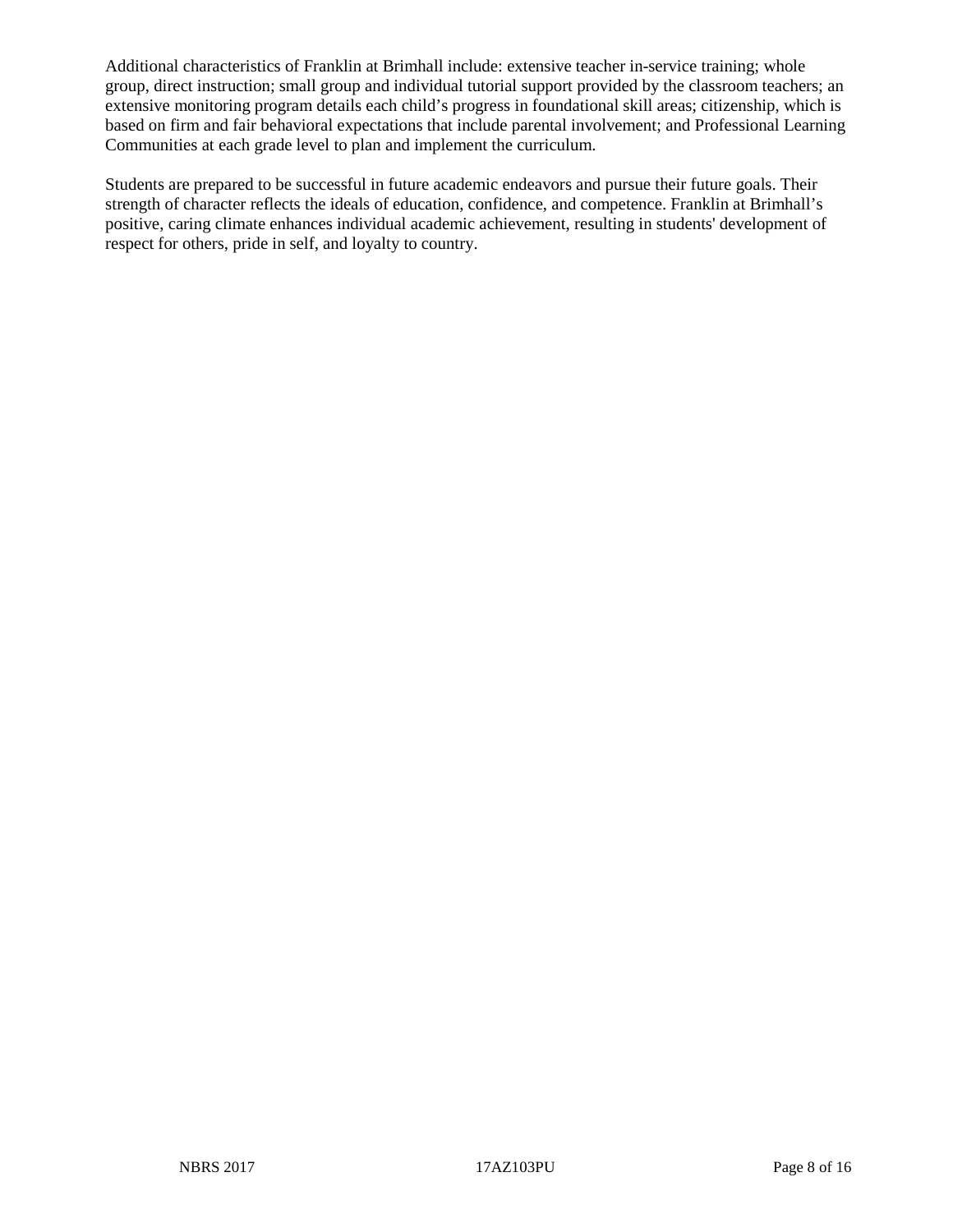Additional characteristics of Franklin at Brimhall include: extensive teacher in-service training; whole group, direct instruction; small group and individual tutorial support provided by the classroom teachers; an extensive monitoring program details each child's progress in foundational skill areas; citizenship, which is based on firm and fair behavioral expectations that include parental involvement; and Professional Learning Communities at each grade level to plan and implement the curriculum.

Students are prepared to be successful in future academic endeavors and pursue their future goals. Their strength of character reflects the ideals of education, confidence, and competence. Franklin at Brimhall's positive, caring climate enhances individual academic achievement, resulting in students' development of respect for others, pride in self, and loyalty to country.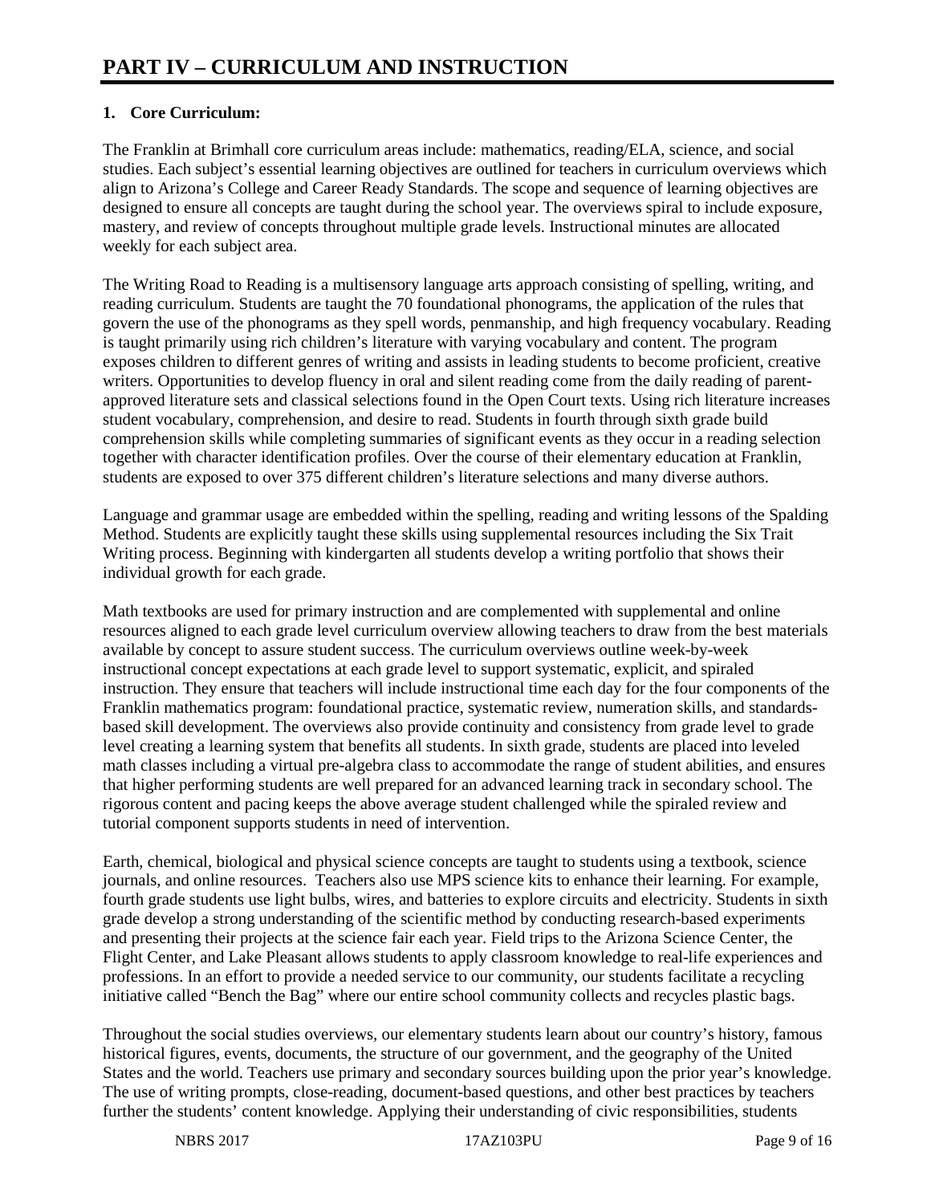# PART IV – CURRICULUM AND INSTRUCTION

**1. Core Curriculum:**

The Franklin at Brimhall core curriculum areas include: mathematics, reading/ELA, science, and social studies. Each subject's essential learning objectives are outlined for teachers in curriculum overviews which align to Arizona's College and Career Ready Standards. The scope and sequence of learning objectives are designed to ensure all concepts are taught during the school year. The overviews spiral to include exposure, mastery, and review of concepts throughout multiple grade levels. Instructional minutes are allocated weekly for each subject area.

The Writing Road to Reading is a multisensory language arts approach consisting of spelling, writing, and reading curriculum. Students are taught the 70 foundational phonograms, the application of the rules that govern the use of the phonograms as they spell words, penmanship, and high frequency vocabulary. Reading is taught primarily using rich children's literature with varying vocabulary and content. The program exposes children to different genres of writing and assists in leading students to become proficient, creative writers. Opportunities to develop fluency in oral and silent reading come from the daily reading of parent-approved literature sets and classical selections found in the Open Court texts. Using rich literature increases student vocabulary, comprehension, and desire to read. Students in fourth through sixth grade build comprehension skills while completing summaries of significant events as they occur in a reading selection together with character identification profiles. Over the course of their elementary education at Franklin, students are exposed to over 375 different children's literature selections and many diverse authors.

Language and grammar usage are embedded within the spelling, reading and writing lessons of the Spalding Method. Students are explicitly taught these skills using supplemental resources including the Six Trait Writing process. Beginning with kindergarten all students develop a writing portfolio that shows their individual growth for each grade.

Math textbooks are used for primary instruction and are complemented with supplemental and online resources aligned to each grade level curriculum overview allowing teachers to draw from the best materials available by concept to assure student success. The curriculum overviews outline week-by-week instructional concept expectations at each grade level to support systematic, explicit, and spiraled instruction. They ensure that teachers will include instructional time each day for the four components of the Franklin mathematics program: foundational practice, systematic review, numeration skills, and standards-based skill development. The overviews also provide continuity and consistency from grade level to grade level creating a learning system that benefits all students. In sixth grade, students are placed into leveled math classes including a virtual pre-algebra class to accommodate the range of student abilities, and ensures that higher performing students are well prepared for an advanced learning track in secondary school. The rigorous content and pacing keeps the above average student challenged while the spiraled review and tutorial component supports students in need of intervention.

Earth, chemical, biological and physical science concepts are taught to students using a textbook, science journals, and online resources. Teachers also use MPS science kits to enhance their learning. For example, fourth grade students use light bulbs, wires, and batteries to explore circuits and electricity. Students in sixth grade develop a strong understanding of the scientific method by conducting research-based experiments and presenting their projects at the science fair each year. Field trips to the Arizona Science Center, the Flight Center, and Lake Pleasant allows students to apply classroom knowledge to real-life experiences and professions. In an effort to provide a needed service to our community, our students facilitate a recycling initiative called "Bench the Bag" where our entire school community collects and recycles plastic bags.

Throughout the social studies overviews, our elementary students learn about our country's history, famous historical figures, events, documents, the structure of our government, and the geography of the United States and the world. Teachers use primary and secondary sources building upon the prior year's knowledge. The use of writing prompts, close-reading, document-based questions, and other best practices by teachers further the students' content knowledge. Applying their understanding of civic responsibilities, students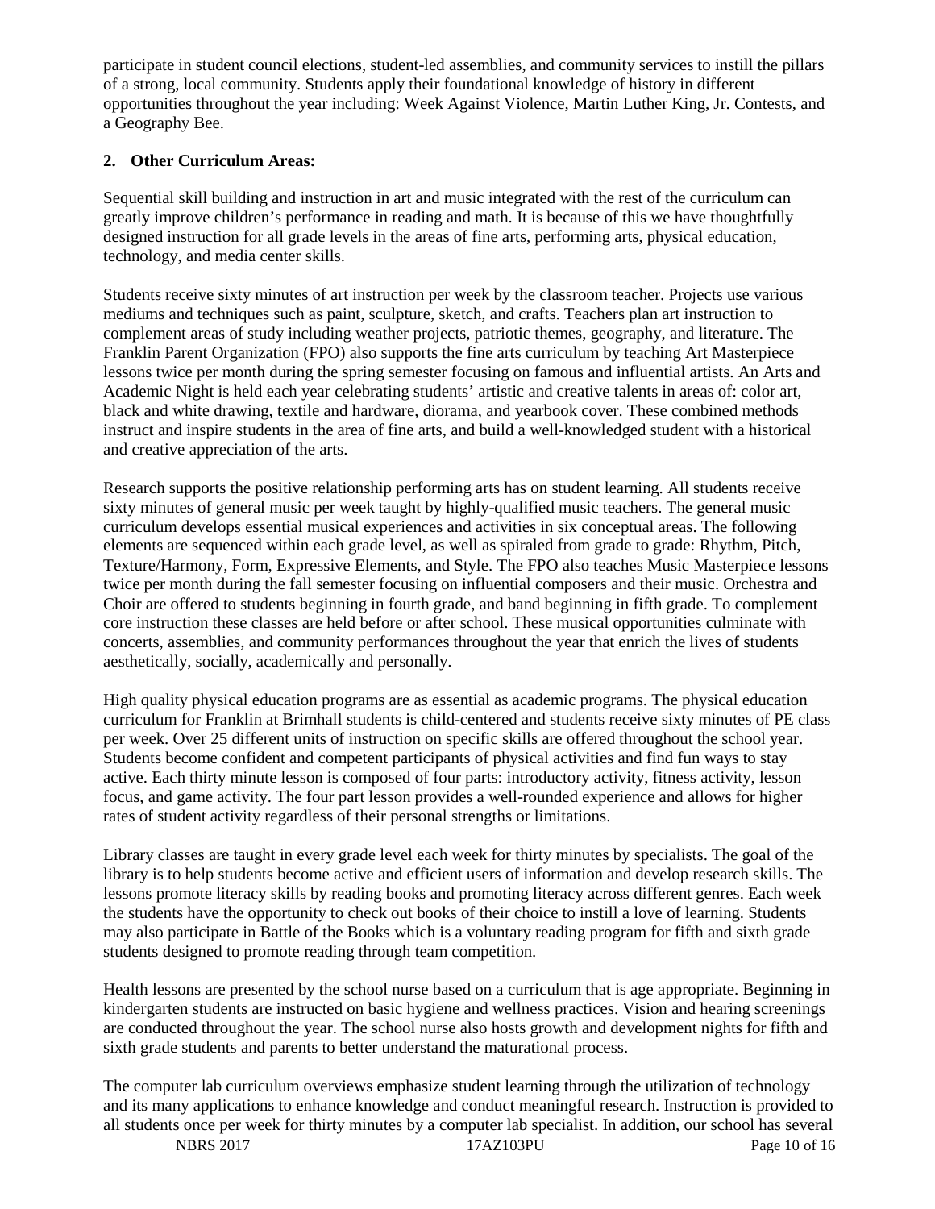participate in student council elections, student-led assemblies, and community services to instill the pillars of a strong, local community. Students apply their foundational knowledge of history in different opportunities throughout the year including: Week Against Violence, Martin Luther King, Jr. Contests, and a Geography Bee.

**2. Other Curriculum Areas:**

Sequential skill building and instruction in art and music integrated with the rest of the curriculum can greatly improve children's performance in reading and math. It is because of this we have thoughtfully designed instruction for all grade levels in the areas of fine arts, performing arts, physical education, technology, and media center skills.

Students receive sixty minutes of art instruction per week by the classroom teacher. Projects use various mediums and techniques such as paint, sculpture, sketch, and crafts. Teachers plan art instruction to complement areas of study including weather projects, patriotic themes, geography, and literature. The Franklin Parent Organization (FPO) also supports the fine arts curriculum by teaching Art Masterpiece lessons twice per month during the spring semester focusing on famous and influential artists. An Arts and Academic Night is held each year celebrating students' artistic and creative talents in areas of: color art, black and white drawing, textile and hardware, diorama, and yearbook cover. These combined methods instruct and inspire students in the area of fine arts, and build a well-knowledged student with a historical and creative appreciation of the arts.

Research supports the positive relationship performing arts has on student learning. All students receive sixty minutes of general music per week taught by highly-qualified music teachers. The general music curriculum develops essential musical experiences and activities in six conceptual areas. The following elements are sequenced within each grade level, as well as spiraled from grade to grade: Rhythm, Pitch, Texture/Harmony, Form, Expressive Elements, and Style. The FPO also teaches Music Masterpiece lessons twice per month during the fall semester focusing on influential composers and their music. Orchestra and Choir are offered to students beginning in fourth grade, and band beginning in fifth grade. To complement core instruction these classes are held before or after school. These musical opportunities culminate with concerts, assemblies, and community performances throughout the year that enrich the lives of students aesthetically, socially, academically and personally.

High quality physical education programs are as essential as academic programs. The physical education curriculum for Franklin at Brimhall students is child-centered and students receive sixty minutes of PE class per week. Over 25 different units of instruction on specific skills are offered throughout the school year. Students become confident and competent participants of physical activities and find fun ways to stay active. Each thirty minute lesson is composed of four parts: introductory activity, fitness activity, lesson focus, and game activity. The four part lesson provides a well-rounded experience and allows for higher rates of student activity regardless of their personal strengths or limitations.

Library classes are taught in every grade level each week for thirty minutes by specialists. The goal of the library is to help students become active and efficient users of information and develop research skills. The lessons promote literacy skills by reading books and promoting literacy across different genres. Each week the students have the opportunity to check out books of their choice to instill a love of learning. Students may also participate in Battle of the Books which is a voluntary reading program for fifth and sixth grade students designed to promote reading through team competition.

Health lessons are presented by the school nurse based on a curriculum that is age appropriate. Beginning in kindergarten students are instructed on basic hygiene and wellness practices. Vision and hearing screenings are conducted throughout the year. The school nurse also hosts growth and development nights for fifth and sixth grade students and parents to better understand the maturational process.

The computer lab curriculum overviews emphasize student learning through the utilization of technology and its many applications to enhance knowledge and conduct meaningful research. Instruction is provided to all students once per week for thirty minutes by a computer lab specialist. In addition, our school has several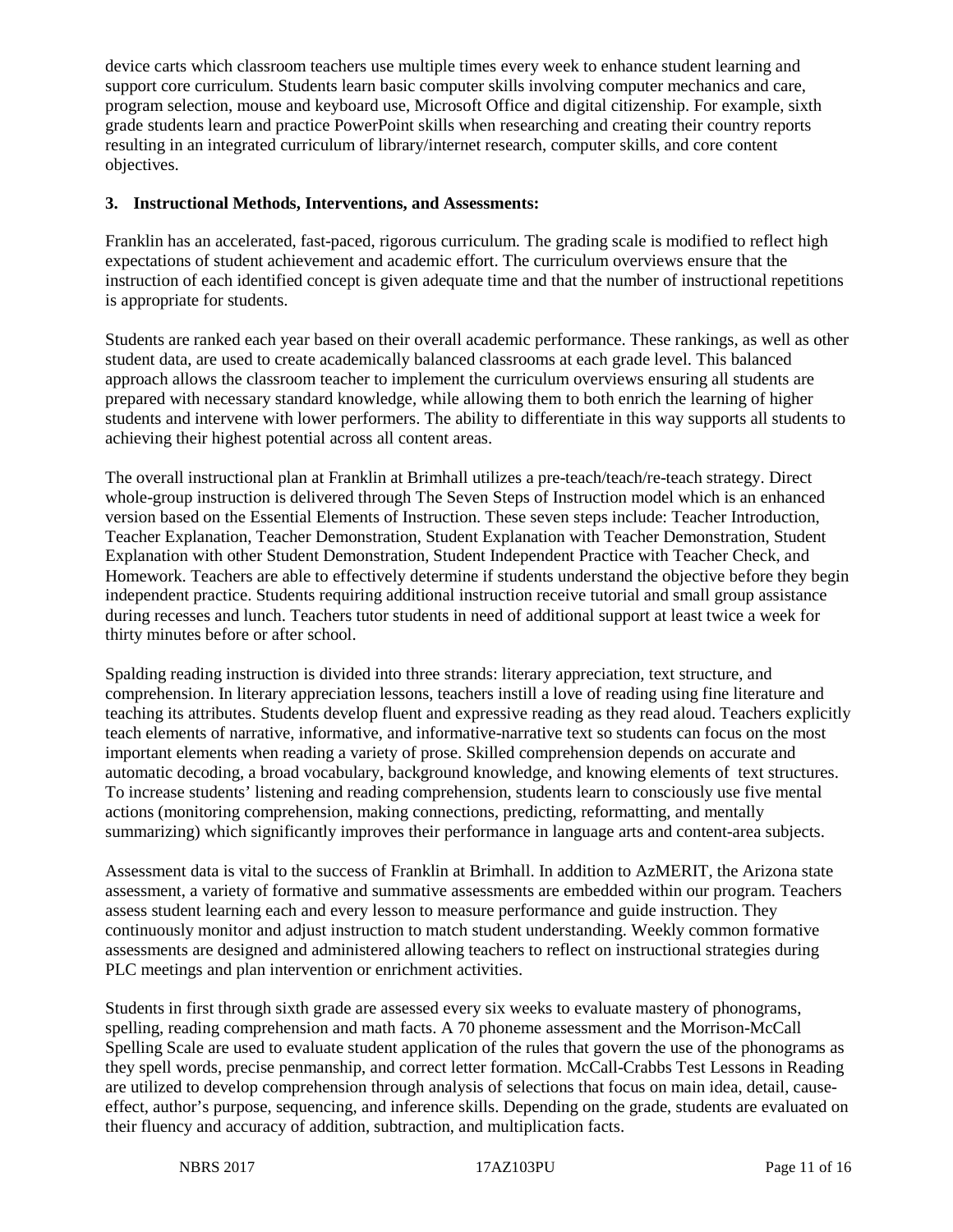device carts which classroom teachers use multiple times every week to enhance student learning and support core curriculum. Students learn basic computer skills involving computer mechanics and care, program selection, mouse and keyboard use, Microsoft Office and digital citizenship. For example, sixth grade students learn and practice PowerPoint skills when researching and creating their country reports resulting in an integrated curriculum of library/internet research, computer skills, and core content objectives.

**3. Instructional Methods, Interventions, and Assessments:**

Franklin has an accelerated, fast-paced, rigorous curriculum. The grading scale is modified to reflect high expectations of student achievement and academic effort. The curriculum overviews ensure that the instruction of each identified concept is given adequate time and that the number of instructional repetitions is appropriate for students.

Students are ranked each year based on their overall academic performance. These rankings, as well as other student data, are used to create academically balanced classrooms at each grade level. This balanced approach allows the classroom teacher to implement the curriculum overviews ensuring all students are prepared with necessary standard knowledge, while allowing them to both enrich the learning of higher students and intervene with lower performers. The ability to differentiate in this way supports all students to achieving their highest potential across all content areas.

The overall instructional plan at Franklin at Brimhall utilizes a pre-teach/teach/re-teach strategy. Direct whole-group instruction is delivered through The Seven Steps of Instruction model which is an enhanced version based on the Essential Elements of Instruction. These seven steps include: Teacher Introduction, Teacher Explanation, Teacher Demonstration, Student Explanation with Teacher Demonstration, Student Explanation with other Student Demonstration, Student Independent Practice with Teacher Check, and Homework. Teachers are able to effectively determine if students understand the objective before they begin independent practice. Students requiring additional instruction receive tutorial and small group assistance during recesses and lunch. Teachers tutor students in need of additional support at least twice a week for thirty minutes before or after school.

Spalding reading instruction is divided into three strands: literary appreciation, text structure, and comprehension. In literary appreciation lessons, teachers instill a love of reading using fine literature and teaching its attributes. Students develop fluent and expressive reading as they read aloud. Teachers explicitly teach elements of narrative, informative, and informative-narrative text so students can focus on the most important elements when reading a variety of prose. Skilled comprehension depends on accurate and automatic decoding, a broad vocabulary, background knowledge, and knowing elements of text structures. To increase students' listening and reading comprehension, students learn to consciously use five mental actions (monitoring comprehension, making connections, predicting, reformatting, and mentally summarizing) which significantly improves their performance in language arts and content-area subjects.

Assessment data is vital to the success of Franklin at Brimhall. In addition to AzMERIT, the Arizona state assessment, a variety of formative and summative assessments are embedded within our program. Teachers assess student learning each and every lesson to measure performance and guide instruction. They continuously monitor and adjust instruction to match student understanding. Weekly common formative assessments are designed and administered allowing teachers to reflect on instructional strategies during PLC meetings and plan intervention or enrichment activities.

Students in first through sixth grade are assessed every six weeks to evaluate mastery of phonograms, spelling, reading comprehension and math facts. A 70 phoneme assessment and the Morrison-McCall Spelling Scale are used to evaluate student application of the rules that govern the use of the phonograms as they spell words, precise penmanship, and correct letter formation. McCall-Crabbs Test Lessons in Reading are utilized to develop comprehension through analysis of selections that focus on main idea, detail, cause-effect, author's purpose, sequencing, and inference skills. Depending on the grade, students are evaluated on their fluency and accuracy of addition, subtraction, and multiplication facts.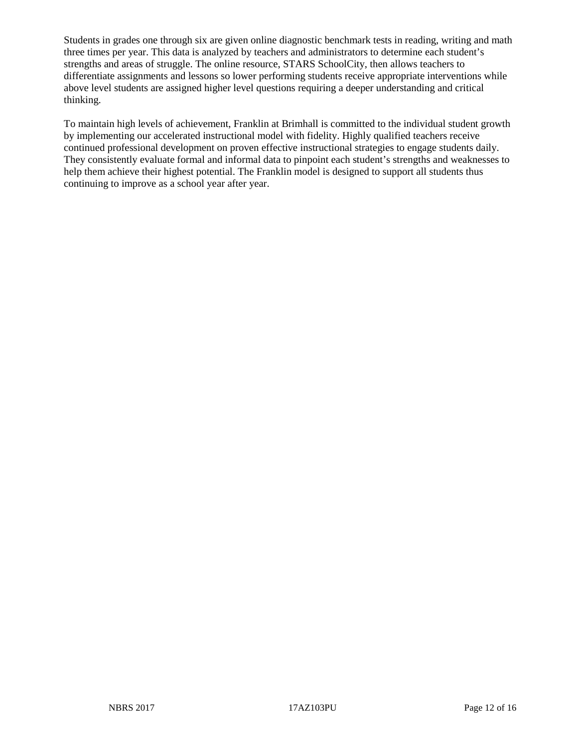Students in grades one through six are given online diagnostic benchmark tests in reading, writing and math three times per year. This data is analyzed by teachers and administrators to determine each student's strengths and areas of struggle. The online resource, STARS SchoolCity, then allows teachers to differentiate assignments and lessons so lower performing students receive appropriate interventions while above level students are assigned higher level questions requiring a deeper understanding and critical thinking.

To maintain high levels of achievement, Franklin at Brimhall is committed to the individual student growth by implementing our accelerated instructional model with fidelity. Highly qualified teachers receive continued professional development on proven effective instructional strategies to engage students daily. They consistently evaluate formal and informal data to pinpoint each student's strengths and weaknesses to help them achieve their highest potential. The Franklin model is designed to support all students thus continuing to improve as a school year after year.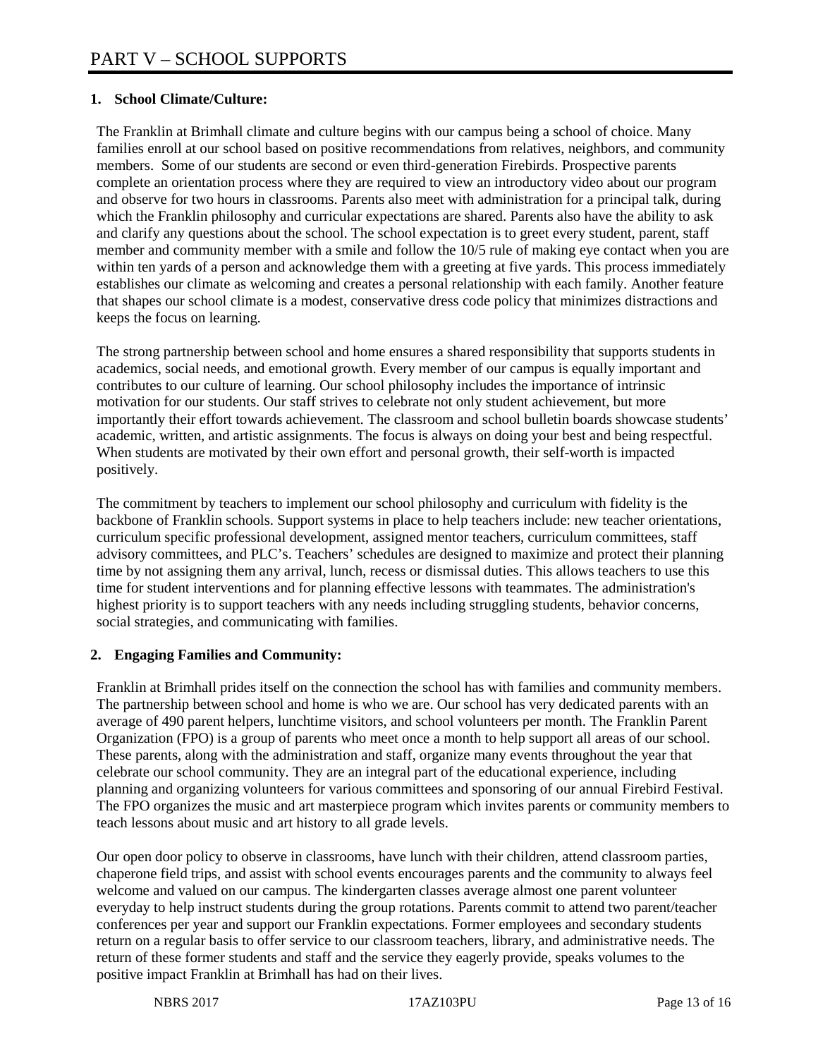# PART V – SCHOOL SUPPORTS

**1. School Climate/Culture:**

The Franklin at Brimhall climate and culture begins with our campus being a school of choice. Many families enroll at our school based on positive recommendations from relatives, neighbors, and community members. Some of our students are second or even third-generation Firebirds. Prospective parents complete an orientation process where they are required to view an introductory video about our program and observe for two hours in classrooms. Parents also meet with administration for a principal talk, during which the Franklin philosophy and curricular expectations are shared. Parents also have the ability to ask and clarify any questions about the school. The school expectation is to greet every student, parent, staff member and community member with a smile and follow the 10/5 rule of making eye contact when you are within ten yards of a person and acknowledge them with a greeting at five yards. This process immediately establishes our climate as welcoming and creates a personal relationship with each family. Another feature that shapes our school climate is a modest, conservative dress code policy that minimizes distractions and keeps the focus on learning.

The strong partnership between school and home ensures a shared responsibility that supports students in academics, social needs, and emotional growth. Every member of our campus is equally important and contributes to our culture of learning. Our school philosophy includes the importance of intrinsic motivation for our students. Our staff strives to celebrate not only student achievement, but more importantly their effort towards achievement. The classroom and school bulletin boards showcase students' academic, written, and artistic assignments. The focus is always on doing your best and being respectful. When students are motivated by their own effort and personal growth, their self-worth is impacted positively.

The commitment by teachers to implement our school philosophy and curriculum with fidelity is the backbone of Franklin schools. Support systems in place to help teachers include: new teacher orientations, curriculum specific professional development, assigned mentor teachers, curriculum committees, staff advisory committees, and PLC's. Teachers' schedules are designed to maximize and protect their planning time by not assigning them any arrival, lunch, recess or dismissal duties. This allows teachers to use this time for student interventions and for planning effective lessons with teammates. The administration's highest priority is to support teachers with any needs including struggling students, behavior concerns, social strategies, and communicating with families.

**2. Engaging Families and Community:**

Franklin at Brimhall prides itself on the connection the school has with families and community members. The partnership between school and home is who we are. Our school has very dedicated parents with an average of 490 parent helpers, lunchtime visitors, and school volunteers per month. The Franklin Parent Organization (FPO) is a group of parents who meet once a month to help support all areas of our school. These parents, along with the administration and staff, organize many events throughout the year that celebrate our school community. They are an integral part of the educational experience, including planning and organizing volunteers for various committees and sponsoring of our annual Firebird Festival. The FPO organizes the music and art masterpiece program which invites parents or community members to teach lessons about music and art history to all grade levels.

Our open door policy to observe in classrooms, have lunch with their children, attend classroom parties, chaperone field trips, and assist with school events encourages parents and the community to always feel welcome and valued on our campus. The kindergarten classes average almost one parent volunteer everyday to help instruct students during the group rotations. Parents commit to attend two parent/teacher conferences per year and support our Franklin expectations. Former employees and secondary students return on a regular basis to offer service to our classroom teachers, library, and administrative needs. The return of these former students and staff and the service they eagerly provide, speaks volumes to the positive impact Franklin at Brimhall has had on their lives.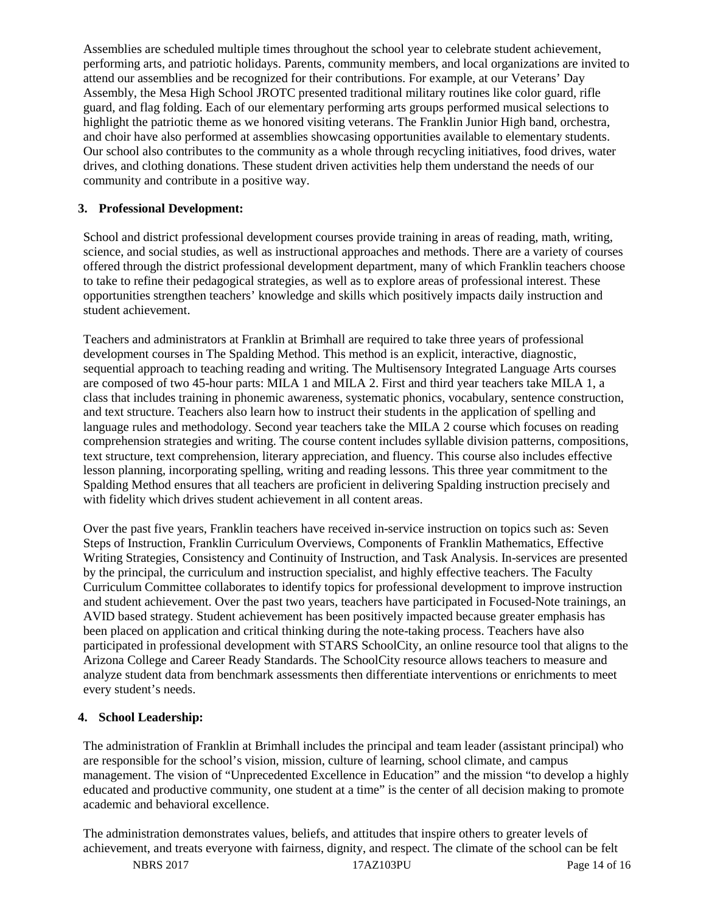Assemblies are scheduled multiple times throughout the school year to celebrate student achievement, performing arts, and patriotic holidays. Parents, community members, and local organizations are invited to attend our assemblies and be recognized for their contributions. For example, at our Veterans' Day Assembly, the Mesa High School JROTC presented traditional military routines like color guard, rifle guard, and flag folding. Each of our elementary performing arts groups performed musical selections to highlight the patriotic theme as we honored visiting veterans. The Franklin Junior High band, orchestra, and choir have also performed at assemblies showcasing opportunities available to elementary students. Our school also contributes to the community as a whole through recycling initiatives, food drives, water drives, and clothing donations. These student driven activities help them understand the needs of our community and contribute in a positive way.

### 3. Professional Development:

School and district professional development courses provide training in areas of reading, math, writing, science, and social studies, as well as instructional approaches and methods. There are a variety of courses offered through the district professional development department, many of which Franklin teachers choose to take to refine their pedagogical strategies, as well as to explore areas of professional interest. These opportunities strengthen teachers' knowledge and skills which positively impacts daily instruction and student achievement.

Teachers and administrators at Franklin at Brimhall are required to take three years of professional development courses in The Spalding Method. This method is an explicit, interactive, diagnostic, sequential approach to teaching reading and writing. The Multisensory Integrated Language Arts courses are composed of two 45-hour parts: MILA 1 and MILA 2. First and third year teachers take MILA 1, a class that includes training in phonemic awareness, systematic phonics, vocabulary, sentence construction, and text structure. Teachers also learn how to instruct their students in the application of spelling and language rules and methodology. Second year teachers take the MILA 2 course which focuses on reading comprehension strategies and writing. The course content includes syllable division patterns, compositions, text structure, text comprehension, literary appreciation, and fluency. This course also includes effective lesson planning, incorporating spelling, writing and reading lessons. This three year commitment to the Spalding Method ensures that all teachers are proficient in delivering Spalding instruction precisely and with fidelity which drives student achievement in all content areas.

Over the past five years, Franklin teachers have received in-service instruction on topics such as: Seven Steps of Instruction, Franklin Curriculum Overviews, Components of Franklin Mathematics, Effective Writing Strategies, Consistency and Continuity of Instruction, and Task Analysis. In-services are presented by the principal, the curriculum and instruction specialist, and highly effective teachers. The Faculty Curriculum Committee collaborates to identify topics for professional development to improve instruction and student achievement. Over the past two years, teachers have participated in Focused-Note trainings, an AVID based strategy. Student achievement has been positively impacted because greater emphasis has been placed on application and critical thinking during the note-taking process. Teachers have also participated in professional development with STARS SchoolCity, an online resource tool that aligns to the Arizona College and Career Ready Standards. The SchoolCity resource allows teachers to measure and analyze student data from benchmark assessments then differentiate interventions or enrichments to meet every student's needs.

### 4. School Leadership:

The administration of Franklin at Brimhall includes the principal and team leader (assistant principal) who are responsible for the school's vision, mission, culture of learning, school climate, and campus management. The vision of "Unprecedented Excellence in Education" and the mission "to develop a highly educated and productive community, one student at a time" is the center of all decision making to promote academic and behavioral excellence.

The administration demonstrates values, beliefs, and attitudes that inspire others to greater levels of achievement, and treats everyone with fairness, dignity, and respect. The climate of the school can be felt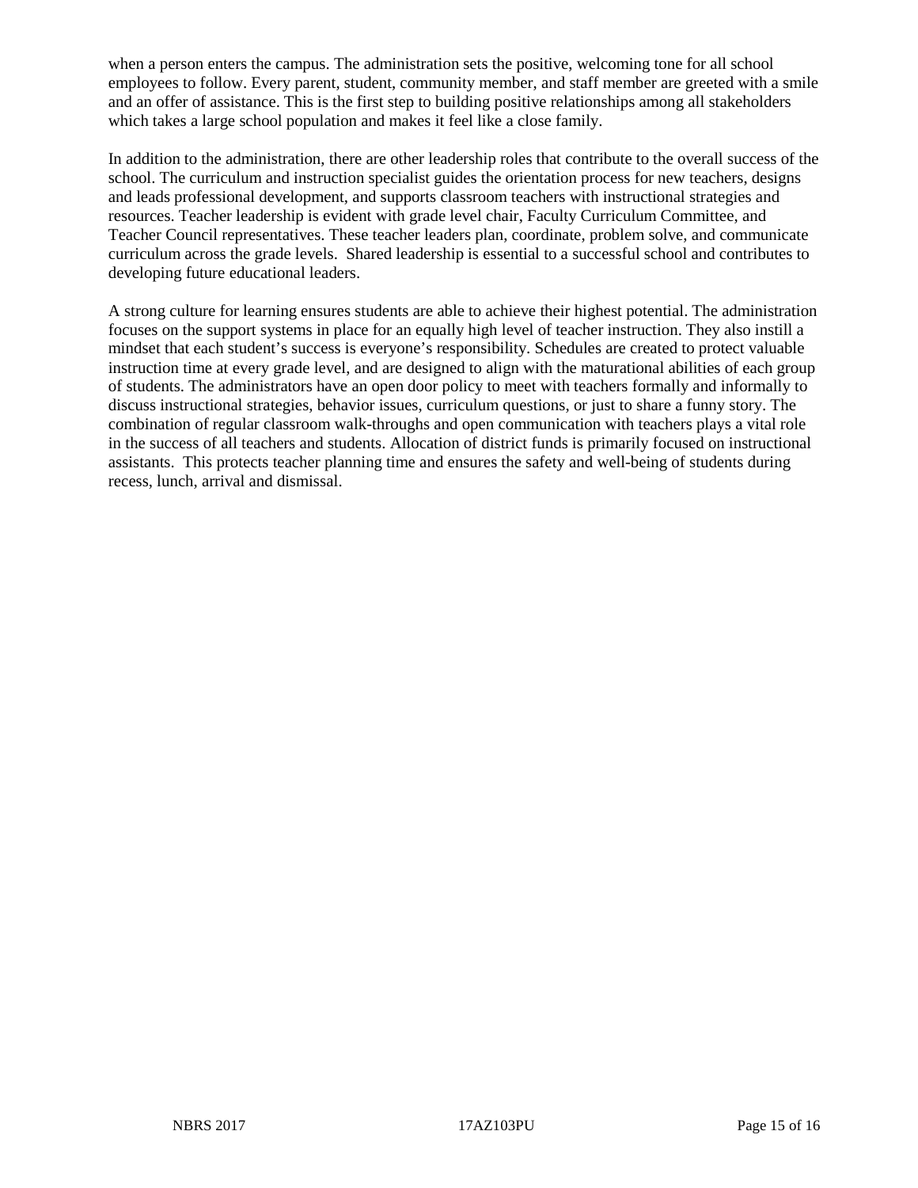when a person enters the campus. The administration sets the positive, welcoming tone for all school employees to follow. Every parent, student, community member, and staff member are greeted with a smile and an offer of assistance. This is the first step to building positive relationships among all stakeholders which takes a large school population and makes it feel like a close family.

In addition to the administration, there are other leadership roles that contribute to the overall success of the school. The curriculum and instruction specialist guides the orientation process for new teachers, designs and leads professional development, and supports classroom teachers with instructional strategies and resources. Teacher leadership is evident with grade level chair, Faculty Curriculum Committee, and Teacher Council representatives. These teacher leaders plan, coordinate, problem solve, and communicate curriculum across the grade levels. Shared leadership is essential to a successful school and contributes to developing future educational leaders.

A strong culture for learning ensures students are able to achieve their highest potential. The administration focuses on the support systems in place for an equally high level of teacher instruction. They also instill a mindset that each student's success is everyone's responsibility. Schedules are created to protect valuable instruction time at every grade level, and are designed to align with the maturational abilities of each group of students. The administrators have an open door policy to meet with teachers formally and informally to discuss instructional strategies, behavior issues, curriculum questions, or just to share a funny story. The combination of regular classroom walk-throughs and open communication with teachers plays a vital role in the success of all teachers and students. Allocation of district funds is primarily focused on instructional assistants. This protects teacher planning time and ensures the safety and well-being of students during recess, lunch, arrival and dismissal.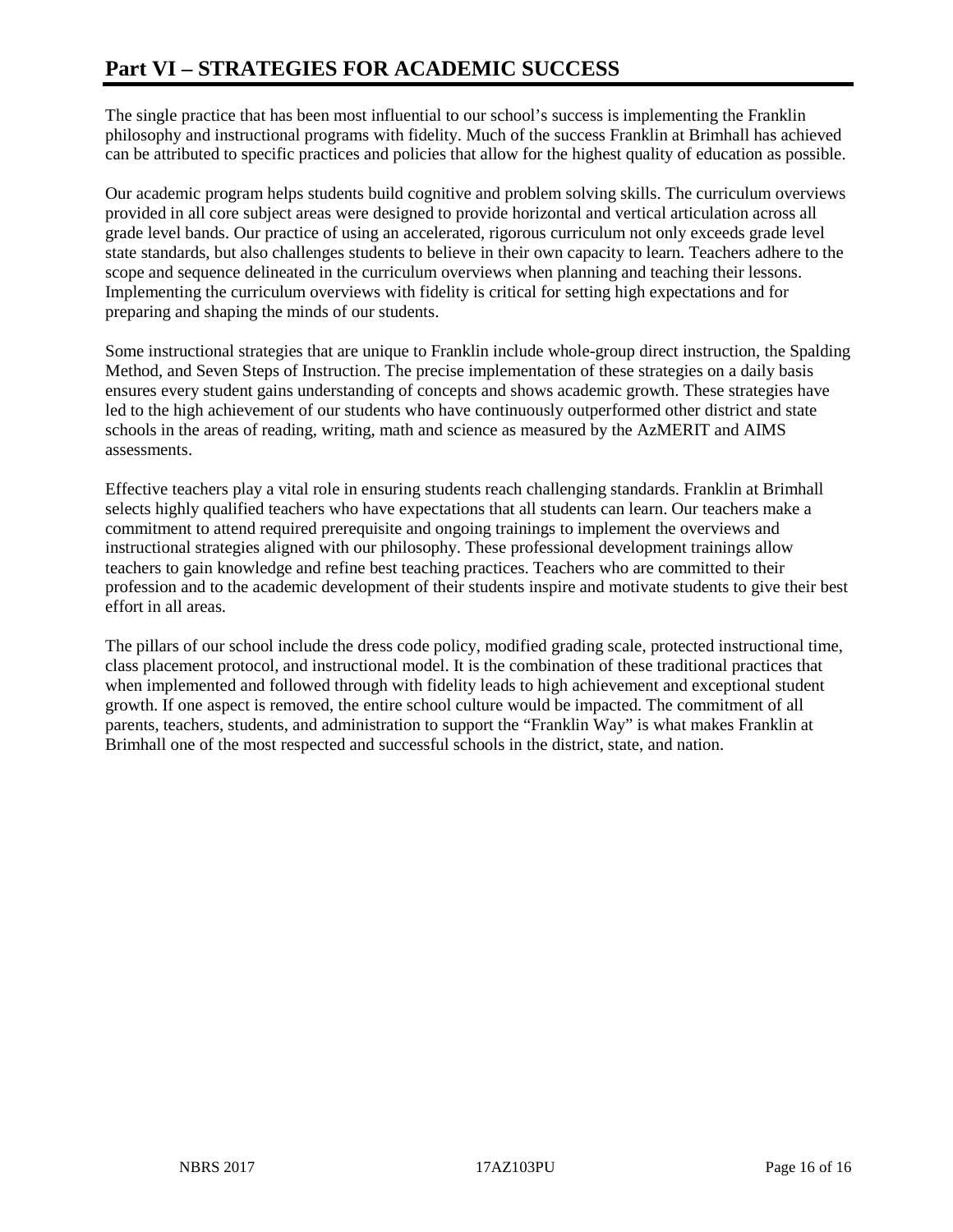# Part VI – STRATEGIES FOR ACADEMIC SUCCESS

The single practice that has been most influential to our school's success is implementing the Franklin philosophy and instructional programs with fidelity. Much of the success Franklin at Brimhall has achieved can be attributed to specific practices and policies that allow for the highest quality of education as possible.

Our academic program helps students build cognitive and problem solving skills. The curriculum overviews provided in all core subject areas were designed to provide horizontal and vertical articulation across all grade level bands. Our practice of using an accelerated, rigorous curriculum not only exceeds grade level state standards, but also challenges students to believe in their own capacity to learn. Teachers adhere to the scope and sequence delineated in the curriculum overviews when planning and teaching their lessons. Implementing the curriculum overviews with fidelity is critical for setting high expectations and for preparing and shaping the minds of our students.

Some instructional strategies that are unique to Franklin include whole-group direct instruction, the Spalding Method, and Seven Steps of Instruction. The precise implementation of these strategies on a daily basis ensures every student gains understanding of concepts and shows academic growth. These strategies have led to the high achievement of our students who have continuously outperformed other district and state schools in the areas of reading, writing, math and science as measured by the AzMERIT and AIMS assessments.

Effective teachers play a vital role in ensuring students reach challenging standards. Franklin at Brimhall selects highly qualified teachers who have expectations that all students can learn. Our teachers make a commitment to attend required prerequisite and ongoing trainings to implement the overviews and instructional strategies aligned with our philosophy. These professional development trainings allow teachers to gain knowledge and refine best teaching practices. Teachers who are committed to their profession and to the academic development of their students inspire and motivate students to give their best effort in all areas.

The pillars of our school include the dress code policy, modified grading scale, protected instructional time, class placement protocol, and instructional model. It is the combination of these traditional practices that when implemented and followed through with fidelity leads to high achievement and exceptional student growth. If one aspect is removed, the entire school culture would be impacted. The commitment of all parents, teachers, students, and administration to support the "Franklin Way" is what makes Franklin at Brimhall one of the most respected and successful schools in the district, state, and nation.